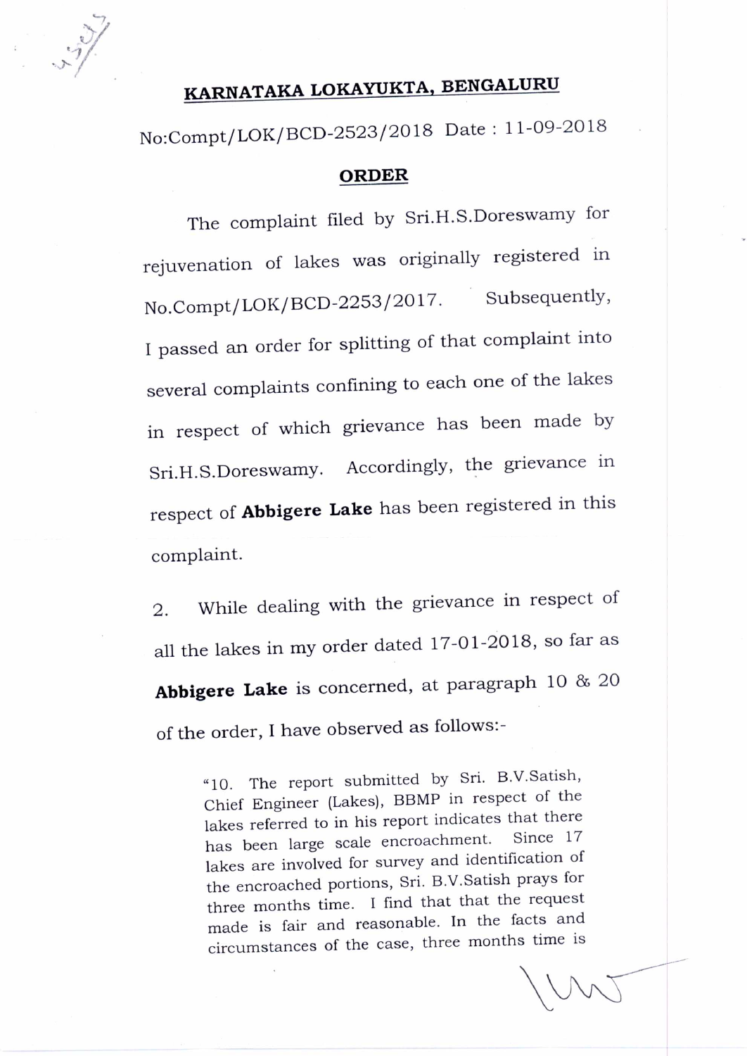# KARNATAKA LOKAYUKTA, BENGALURU

No:Compt/LOK/BCD-2523/2018 Date : 11-09-2018

## ORDER

The complaint filed by Sri.H.S.Doreswamy for rejuvenation of lakes was originally registered in No.Compt/LOK/BCD-2253/2017. Subsequently, I passed an order for splitting of that complaint into several complaints confining to each one of the lakes in respect of which grievance has been made by Sri.H.S.Doreswamy. Accordingly, the grievance in respect of **Abbigere Lake** has been registered in this complaint.

2. While dealing with the grievance in respect of all the lakes in my order dated 17-01-2018, so far as **Abbigere Lake** is concerned, at paragraph 10 & 20 of the order, I have observed as follows:-

> "10. The report submitted by Sri. B.V.Satish, Chief Engineer (Lakes), BBMP in respect of the lakes referred to in his report indicates that there has been large scale encroachment. Since 17 lakes are involved for survey and identification of the encroached portions, Sri. B.V.Satish prays for three months time. I find that that the request made is fair and reasonable. In the facts and circumstances of the case, three months time is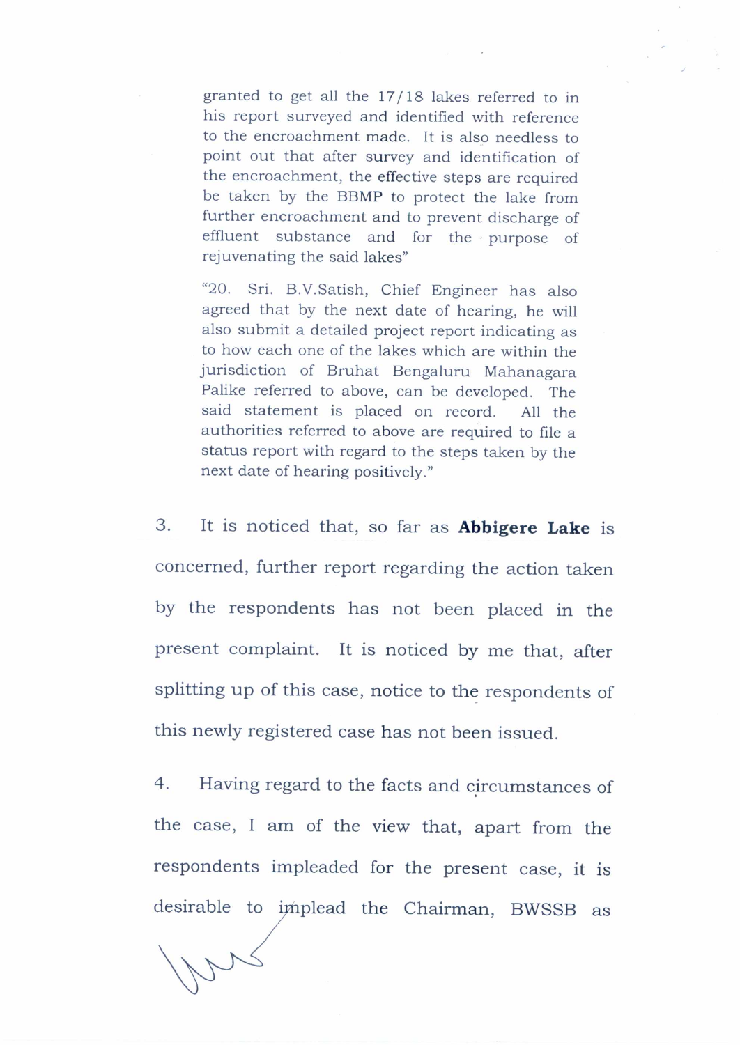> granted to get all the 17/18 lakes referred to in his report surveyed and identified with reference to the encroachment made. It is also needless to point out that after survey and identification of the encroachment, the effective steps are required be taken by the BBMP to protect the lake from further encroachment and to prevent discharge of effluent substance and for the purpose of rejuvenating the said lakes"

> "20. Sri. B.V.Satish, Chief Engineer has also agreed that by the next date of hearing, he will also submit a detailed project report indicating as to how each one of the lakes which are within the jurisdiction of Bruhat Bengaluru Mahanagara Palike referred to above, can be developed. The said statement is placed on record. All the authorities referred to above are required to file a status report with regard to the steps taken by the next date of hearing positively."

3. It is noticed that, so far as **Abbigere Lake** is concerned, further report regarding the action taken by the respondents has not been placed in the present complaint. It is noticed by me that, after splitting up of this case, notice to the respondents of this newly registered case has not been issued.

4. Having regard to the facts and circumstances of the case, I am of the view that, apart from the respondents impleaded for the present case, it is desirable to implead the Chairman, BWSSB as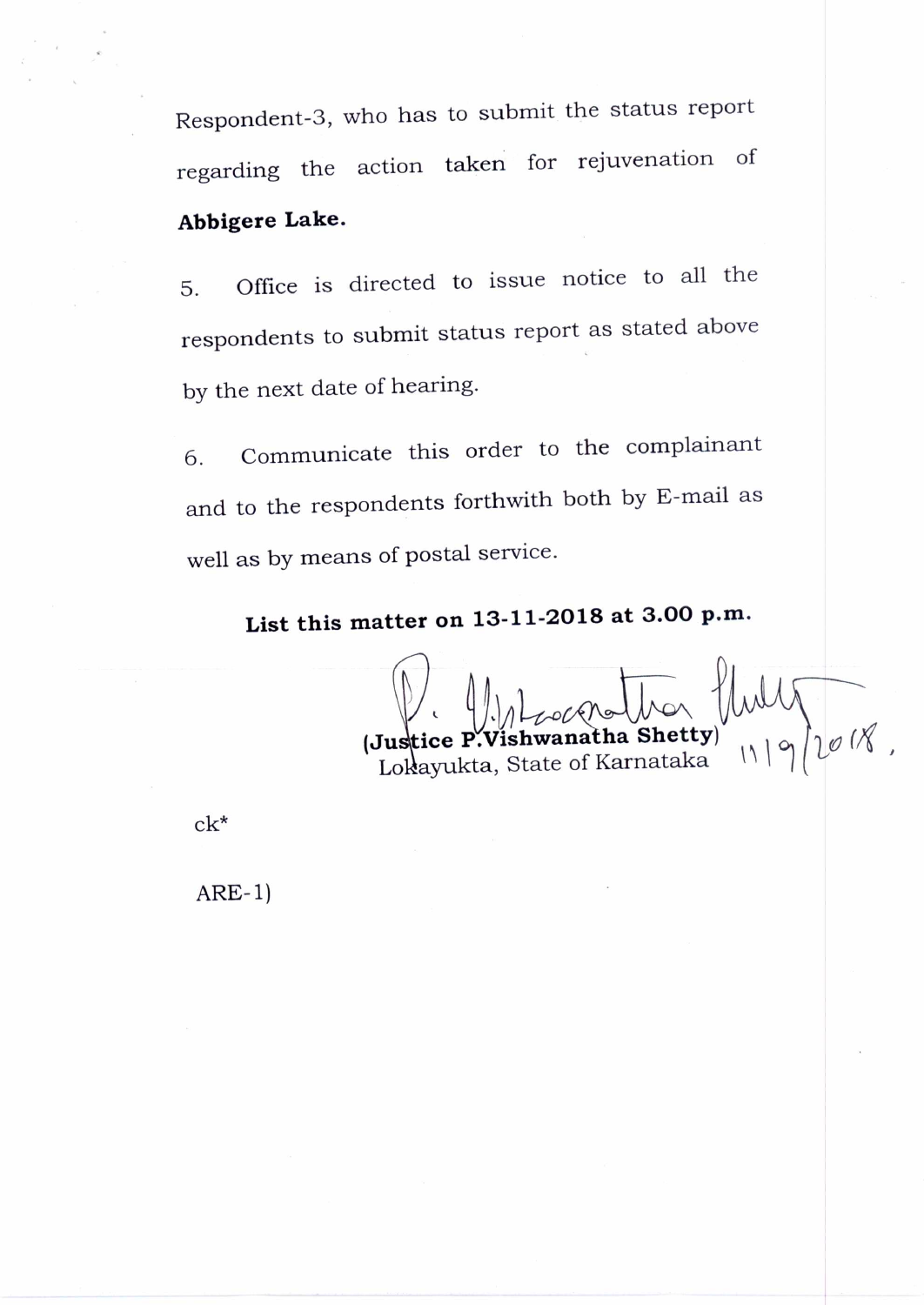Respondent-3, who has to submit the status report regarding the action taken for rejuvenation of **Abbigere Lake.**

5. Office is directed to issue notice to all the respondents to submit status report as stated above by the next date of hearing.

6. Communicate this order to the complainant and to the respondents forthwith both by E-mail as well as by means of postal service.

**List this matter on 13-11-2018 at 3.00 p.m.**

11/9/2018.

**(Justice P.Vishwanatha Shetty)**
Lokayukta, State of Karnataka

ck*

ARE-1)